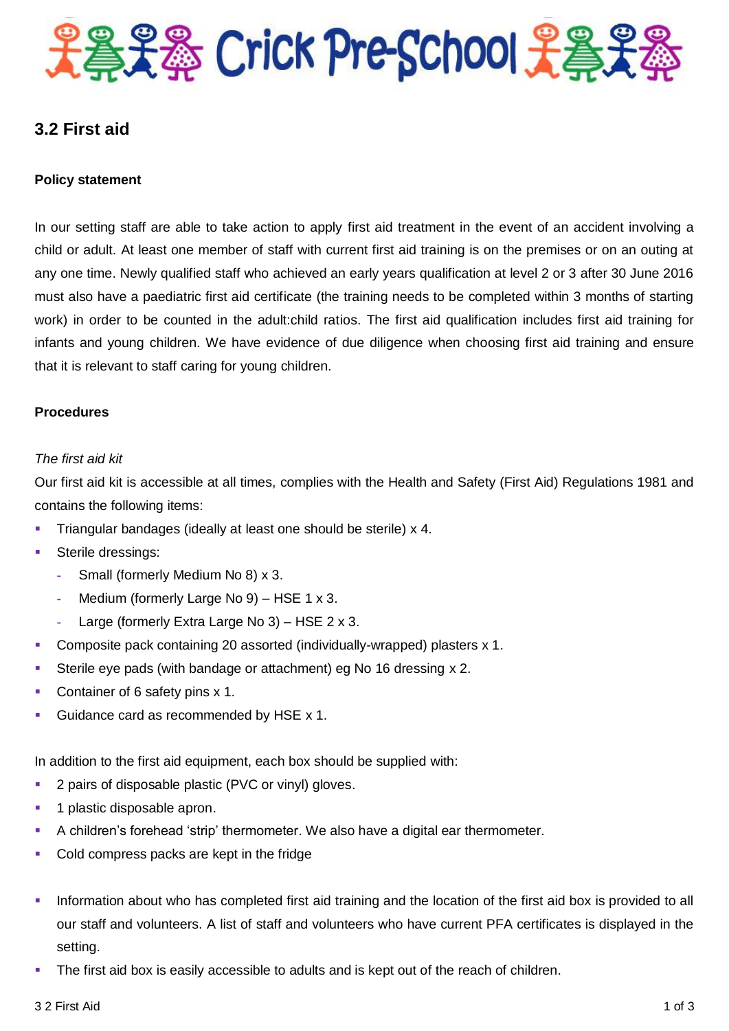# Crick Pre-School

## 3.2 First aid

### Policy statement

In our setting staff are able to take action to apply first aid treatment in the event of an accident involving a child or adult. At least one member of staff with current first aid training is on the premises or on an outing at any one time. Newly qualified staff who achieved an early years qualification at level 2 or 3 after 30 June 2016 must also have a paediatric first aid certificate (the training needs to be completed within 3 months of starting work) in order to be counted in the adult:child ratios. The first aid qualification includes first aid training for infants and young children. We have evidence of due diligence when choosing first aid training and ensure that it is relevant to staff caring for young children.

### Procedures

*The first aid kit*

Our first aid kit is accessible at all times, complies with the Health and Safety (First Aid) Regulations 1981 and contains the following items:

- Triangular bandages (ideally at least one should be sterile) x 4.
- Sterile dressings:
  - Small (formerly Medium No 8) x 3.
  - Medium (formerly Large No 9) – HSE 1 x 3.
  - Large (formerly Extra Large No 3) – HSE 2 x 3.
- Composite pack containing 20 assorted (individually-wrapped) plasters x 1.
- Sterile eye pads (with bandage or attachment) eg No 16 dressing x 2.
- Container of 6 safety pins x 1.
- Guidance card as recommended by HSE x 1.

In addition to the first aid equipment, each box should be supplied with:

- 2 pairs of disposable plastic (PVC or vinyl) gloves.
- 1 plastic disposable apron.
- A children's forehead 'strip' thermometer. We also have a digital ear thermometer.
- Cold compress packs are kept in the fridge

- Information about who has completed first aid training and the location of the first aid box is provided to all our staff and volunteers. A list of staff and volunteers who have current PFA certificates is displayed in the setting.
- The first aid box is easily accessible to adults and is kept out of the reach of children.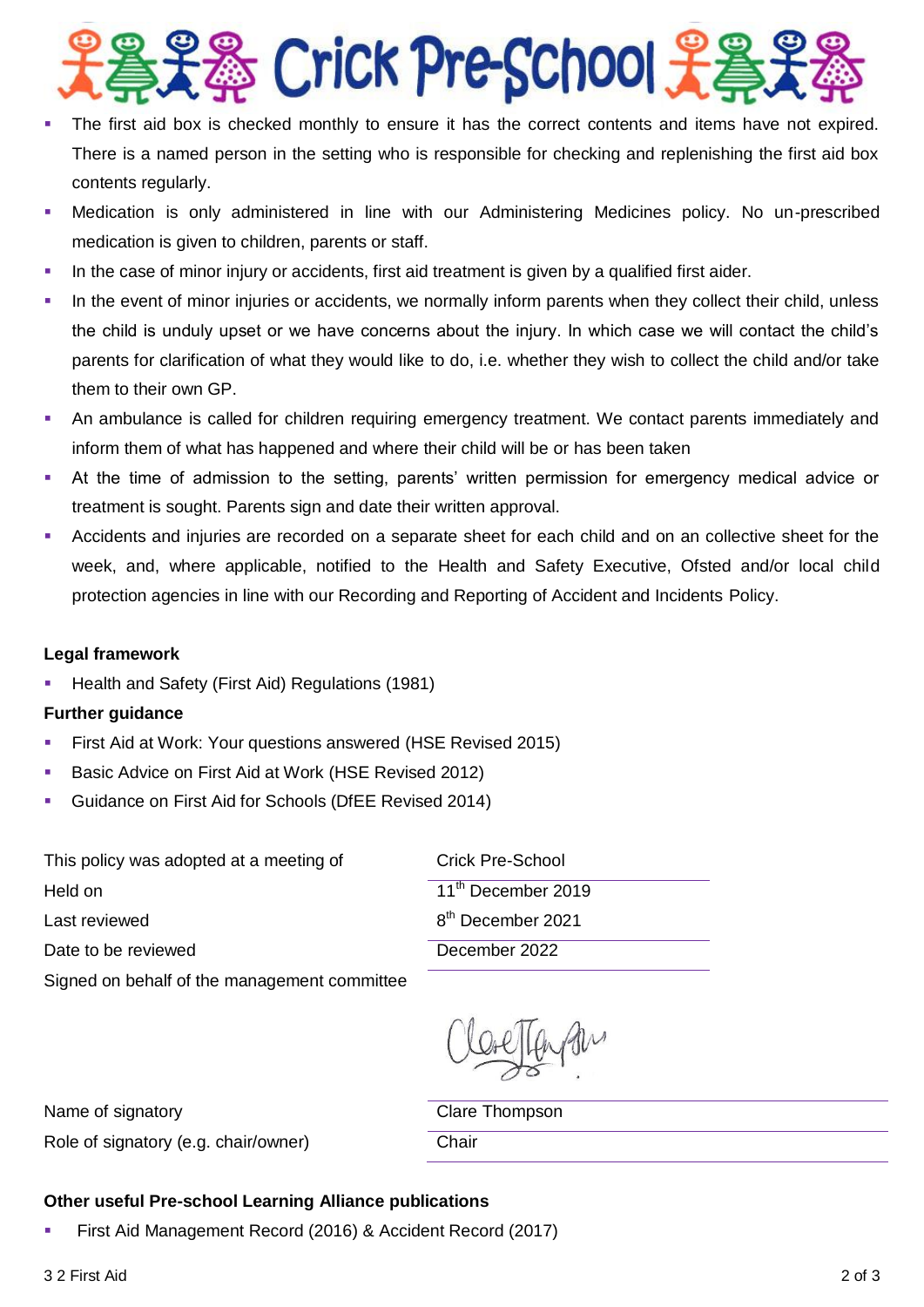- The first aid box is checked monthly to ensure it has the correct contents and items have not expired. There is a named person in the setting who is responsible for checking and replenishing the first aid box contents regularly.
- Medication is only administered in line with our Administering Medicines policy. No un-prescribed medication is given to children, parents or staff.
- In the case of minor injury or accidents, first aid treatment is given by a qualified first aider.
- In the event of minor injuries or accidents, we normally inform parents when they collect their child, unless the child is unduly upset or we have concerns about the injury. In which case we will contact the child's parents for clarification of what they would like to do, i.e. whether they wish to collect the child and/or take them to their own GP.
- An ambulance is called for children requiring emergency treatment. We contact parents immediately and inform them of what has happened and where their child will be or has been taken
- At the time of admission to the setting, parents' written permission for emergency medical advice or treatment is sought. Parents sign and date their written approval.
- Accidents and injuries are recorded on a separate sheet for each child and on an collective sheet for the week, and, where applicable, notified to the Health and Safety Executive, Ofsted and/or local child protection agencies in line with our Recording and Reporting of Accident and Incidents Policy.

**Legal framework**

- Health and Safety (First Aid) Regulations (1981)

**Further guidance**

- First Aid at Work: Your questions answered (HSE Revised 2015)
- Basic Advice on First Aid at Work (HSE Revised 2012)
- Guidance on First Aid for Schools (DfEE Revised 2014)

| | |
|---|---|
| This policy was adopted at a meeting of | Crick Pre-School |
| Held on | 11th December 2019 |
| Last reviewed | 8th December 2021 |
| Date to be reviewed | December 2022 |
| Signed on behalf of the management committee | |
| Name of signatory | Clare Thompson |
| Role of signatory (e.g. chair/owner) | Chair |

**Other useful Pre-school Learning Alliance publications**

- First Aid Management Record (2016) & Accident Record (2017)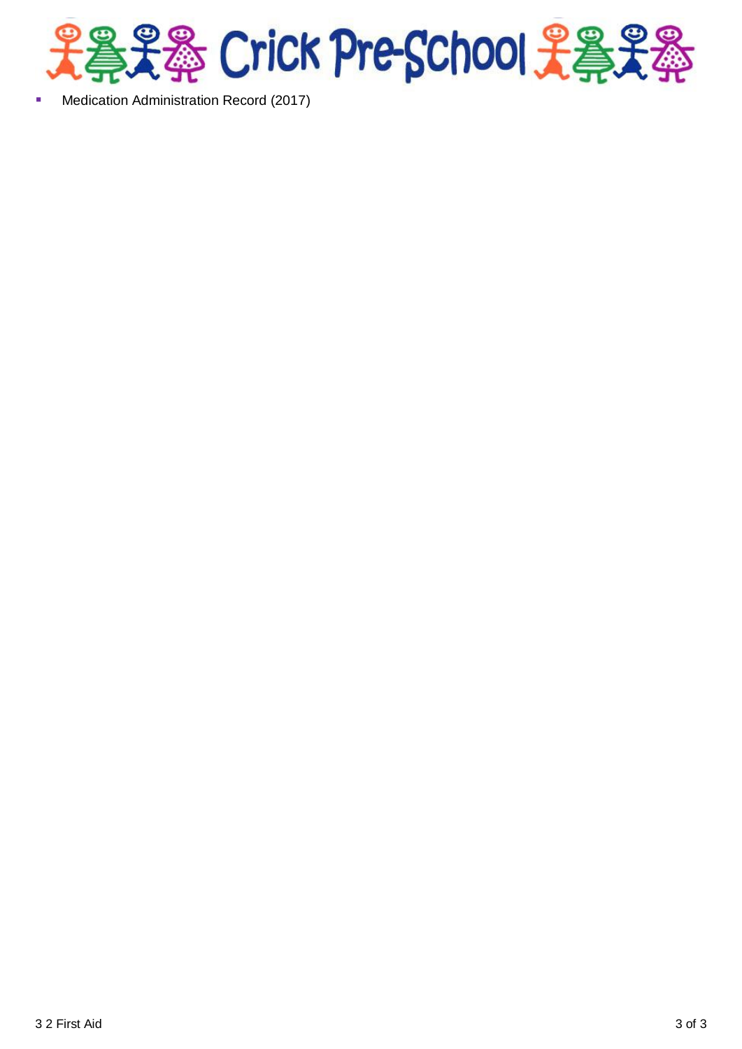- Medication Administration Record (2017)